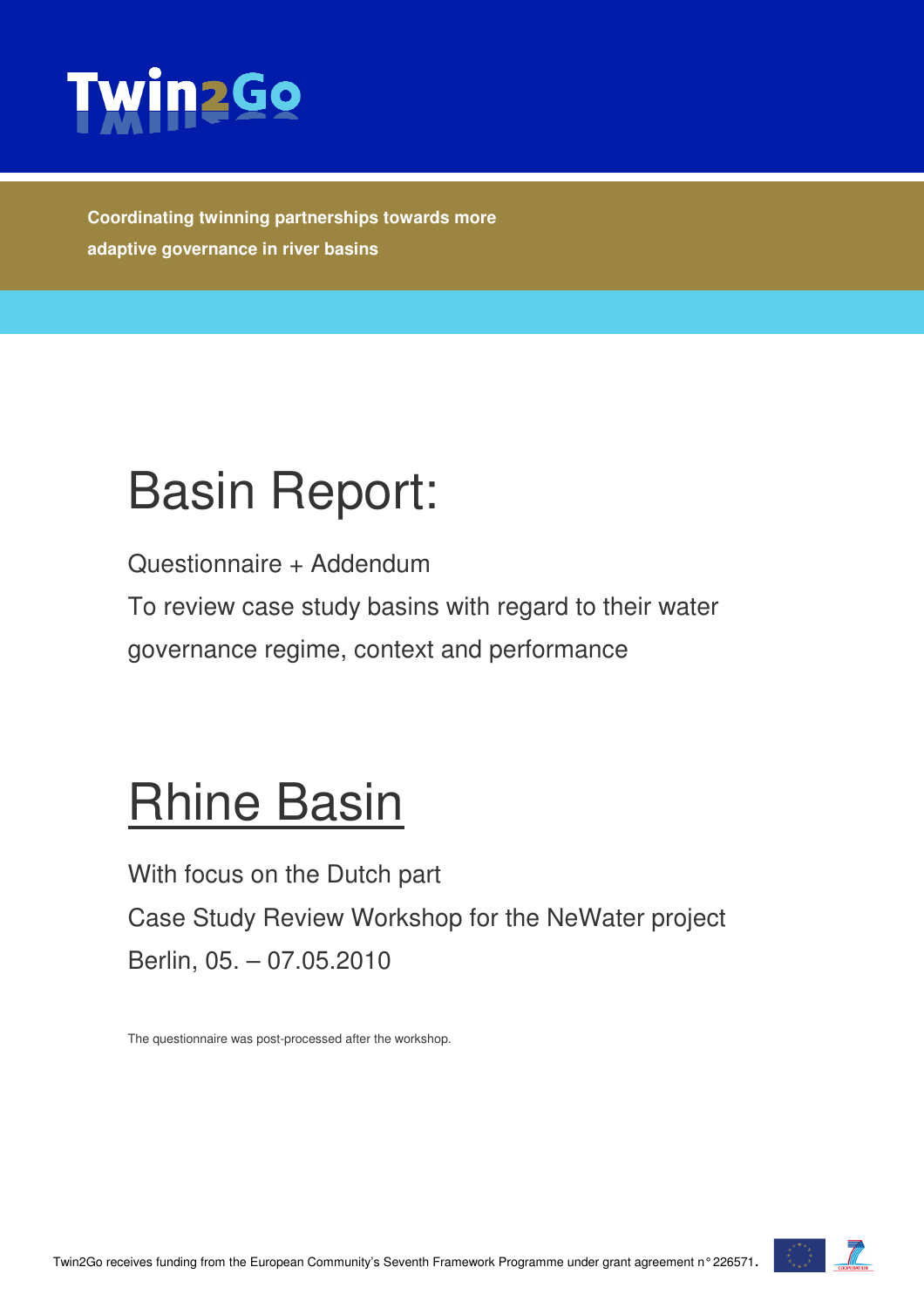# Twin2Go

**Coordinating twinning partnerships towards more adaptive governance in river basins**

# Basin Report:

Questionnaire + Addendum

To review case study basins with regard to their water governance regime, context and performance

# Rhine Basin

With focus on the Dutch part

Case Study Review Workshop for the NeWater project

Berlin, 05. – 07.05.2010

The questionnaire was post-processed after the workshop.

Twin2Go receives funding from the European Community's Seventh Framework Programme under grant agreement n° 226571.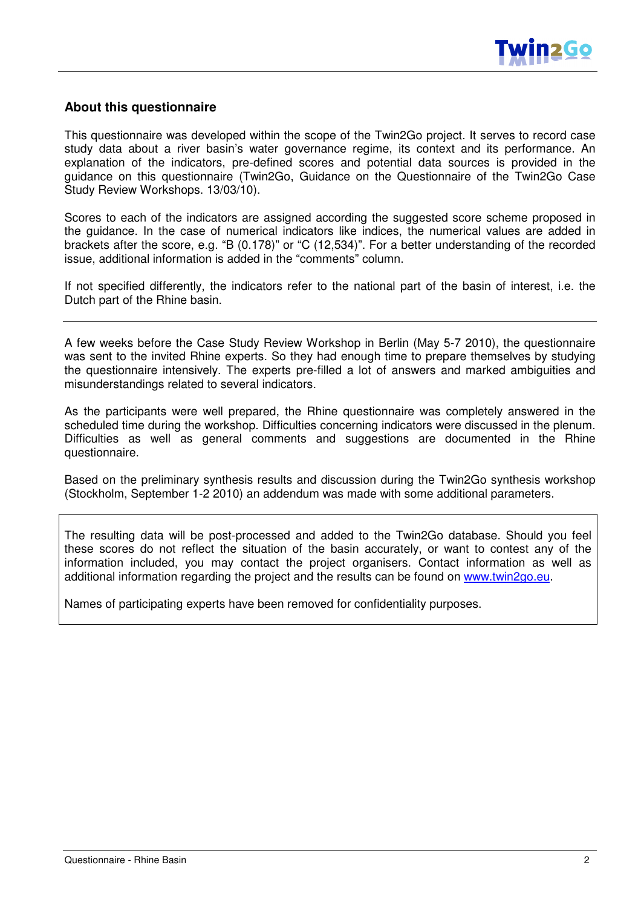## About this questionnaire

This questionnaire was developed within the scope of the Twin2Go project. It serves to record case study data about a river basin's water governance regime, its context and its performance. An explanation of the indicators, pre-defined scores and potential data sources is provided in the guidance on this questionnaire (Twin2Go, Guidance on the Questionnaire of the Twin2Go Case Study Review Workshops. 13/03/10).

Scores to each of the indicators are assigned according the suggested score scheme proposed in the guidance. In the case of numerical indicators like indices, the numerical values are added in brackets after the score, e.g. "B (0.178)" or "C (12,534)". For a better understanding of the recorded issue, additional information is added in the "comments" column.

If not specified differently, the indicators refer to the national part of the basin of interest, i.e. the Dutch part of the Rhine basin.

---

A few weeks before the Case Study Review Workshop in Berlin (May 5-7 2010), the questionnaire was sent to the invited Rhine experts. So they had enough time to prepare themselves by studying the questionnaire intensively. The experts pre-filled a lot of answers and marked ambiguities and misunderstandings related to several indicators.

As the participants were well prepared, the Rhine questionnaire was completely answered in the scheduled time during the workshop. Difficulties concerning indicators were discussed in the plenum. Difficulties as well as general comments and suggestions are documented in the Rhine questionnaire.

Based on the preliminary synthesis results and discussion during the Twin2Go synthesis workshop (Stockholm, September 1-2 2010) an addendum was made with some additional parameters.

---

The resulting data will be post-processed and added to the Twin2Go database. Should you feel these scores do not reflect the situation of the basin accurately, or want to contest any of the information included, you may contact the project organisers. Contact information as well as additional information regarding the project and the results can be found on www.twin2go.eu.

Names of participating experts have been removed for confidentiality purposes.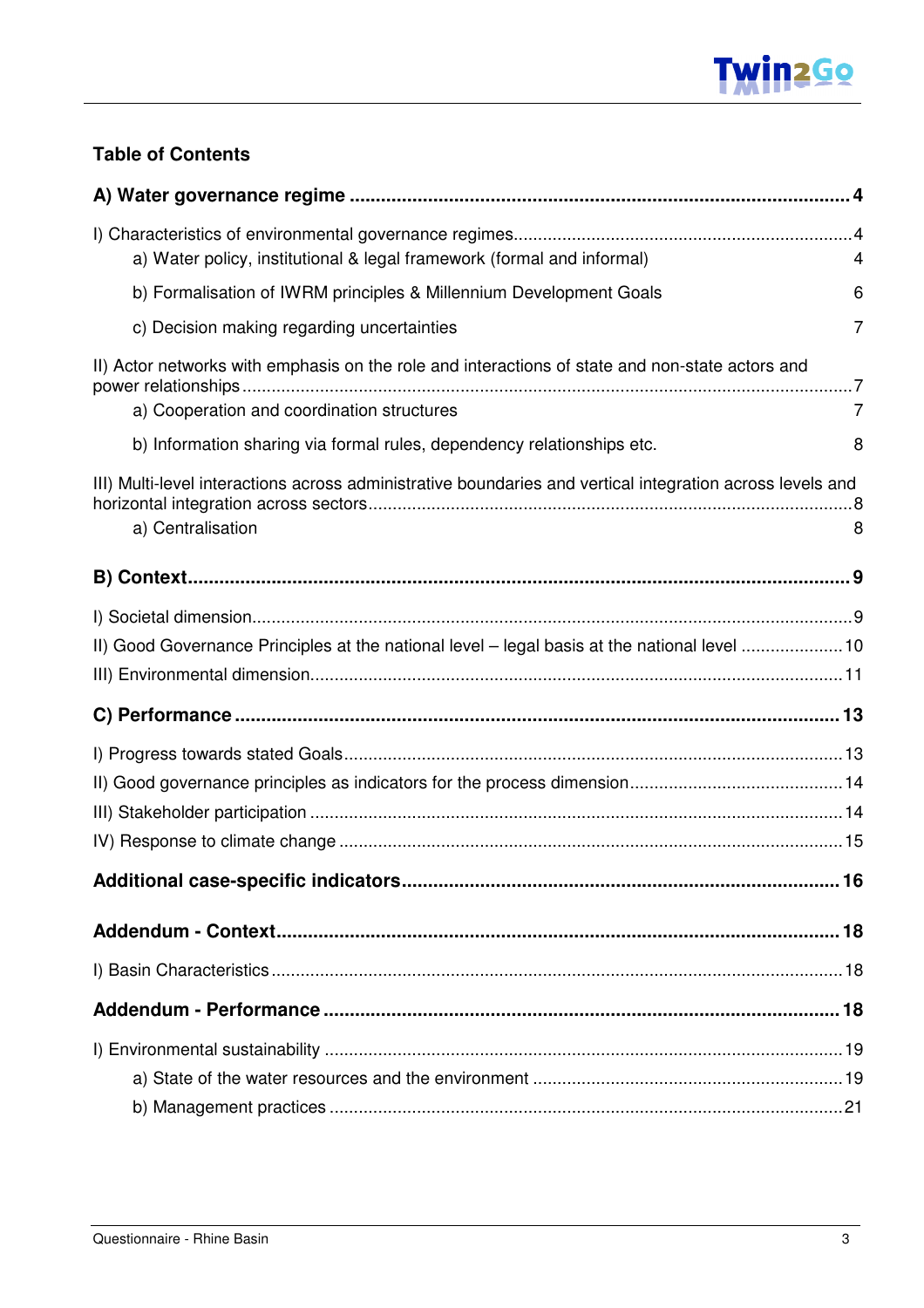## Table of Contents

**A) Water governance regime ... 4**

I) Characteristics of environmental governance regimes ... 4

- a) Water policy, institutional & legal framework (formal and informal) 4
- b) Formalisation of IWRM principles & Millennium Development Goals 6
- c) Decision making regarding uncertainties 7

II) Actor networks with emphasis on the role and interactions of state and non-state actors and power relationships ... 7

- a) Cooperation and coordination structures 7
- b) Information sharing via formal rules, dependency relationships etc. 8

III) Multi-level interactions across administrative boundaries and vertical integration across levels and horizontal integration across sectors ... 8

- a) Centralisation 8

**B) Context ... 9**

I) Societal dimension ... 9

II) Good Governance Principles at the national level – legal basis at the national level ... 10

III) Environmental dimension ... 11

**C) Performance ... 13**

I) Progress towards stated Goals ... 13

II) Good governance principles as indicators for the process dimension ... 14

III) Stakeholder participation ... 14

IV) Response to climate change ... 15

**Additional case-specific indicators ... 16**

**Addendum - Context ... 18**

I) Basin Characteristics ... 18

**Addendum - Performance ... 18**

I) Environmental sustainability ... 19

- a) State of the water resources and the environment ... 19
- b) Management practices ... 21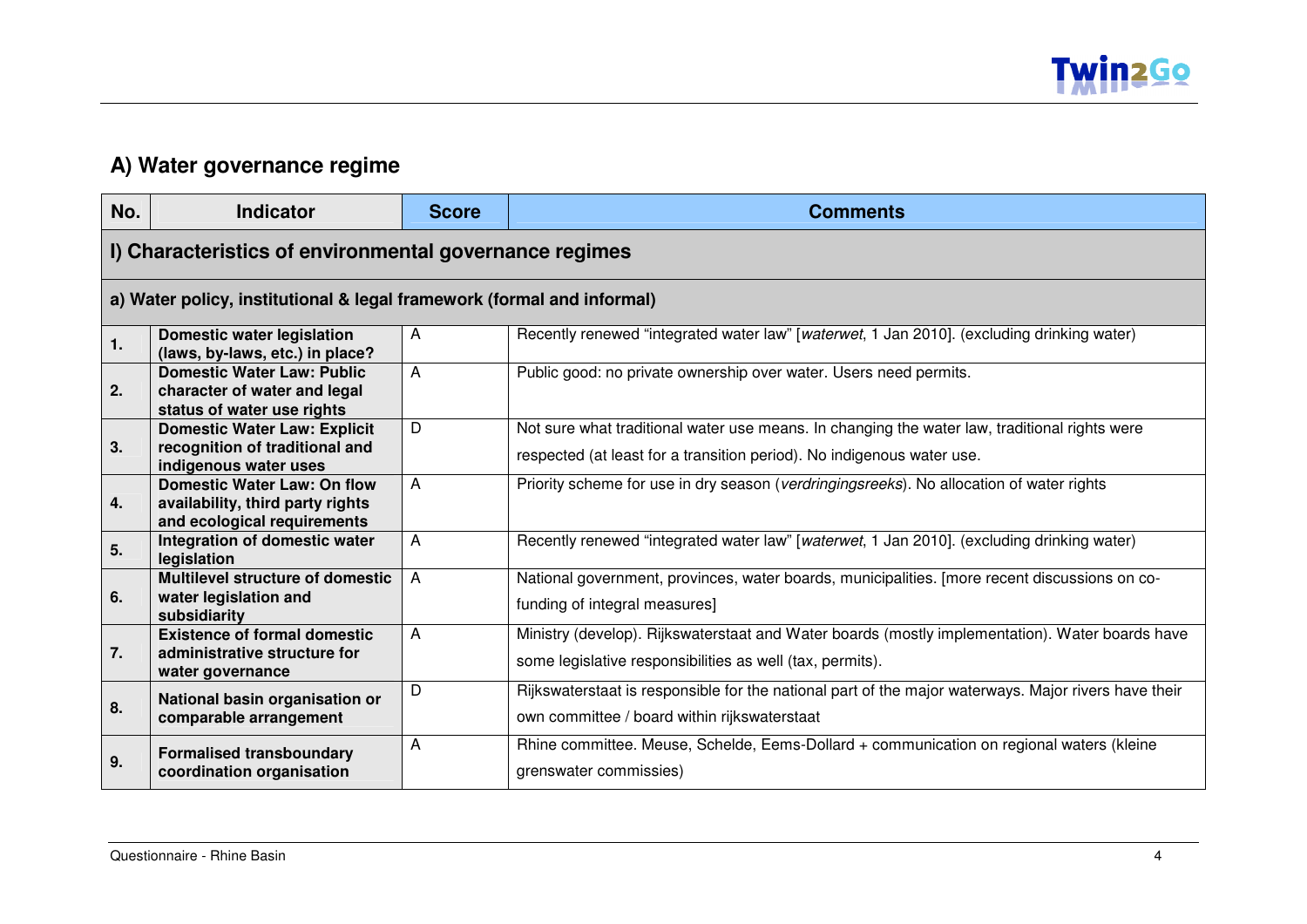## A) Water governance regime

| No. | Indicator | Score | Comments |
|---|---|---|---|
| **I) Characteristics of environmental governance regimes** | | | |
| **a) Water policy, institutional & legal framework (formal and informal)** | | | |
| **1.** | **Domestic water legislation (laws, by-laws, etc.) in place?** | A | Recently renewed "integrated water law" [*waterwet*, 1 Jan 2010]. (excluding drinking water) |
| **2.** | **Domestic Water Law: Public character of water and legal status of water use rights** | A | Public good: no private ownership over water. Users need permits. |
| **3.** | **Domestic Water Law: Explicit recognition of traditional and indigenous water uses** | D | Not sure what traditional water use means. In changing the water law, traditional rights were respected (at least for a transition period). No indigenous water use. |
| **4.** | **Domestic Water Law: On flow availability, third party rights and ecological requirements** | A | Priority scheme for use in dry season (*verdringingsreeks*). No allocation of water rights |
| **5.** | **Integration of domestic water legislation** | A | Recently renewed "integrated water law" [*waterwet*, 1 Jan 2010]. (excluding drinking water) |
| **6.** | **Multilevel structure of domestic water legislation and subsidiarity** | A | National government, provinces, water boards, municipalities. [more recent discussions on co-funding of integral measures] |
| **7.** | **Existence of formal domestic administrative structure for water governance** | A | Ministry (develop). Rijkswaterstaat and Water boards (mostly implementation). Water boards have some legislative responsibilities as well (tax, permits). |
| **8.** | **National basin organisation or comparable arrangement** | D | Rijkswaterstaat is responsible for the national part of the major waterways. Major rivers have their own committee / board within rijkswaterstaat |
| **9.** | **Formalised transboundary coordination organisation** | A | Rhine committee. Meuse, Schelde, Eems-Dollard + communication on regional waters (kleine grenswater commissies) |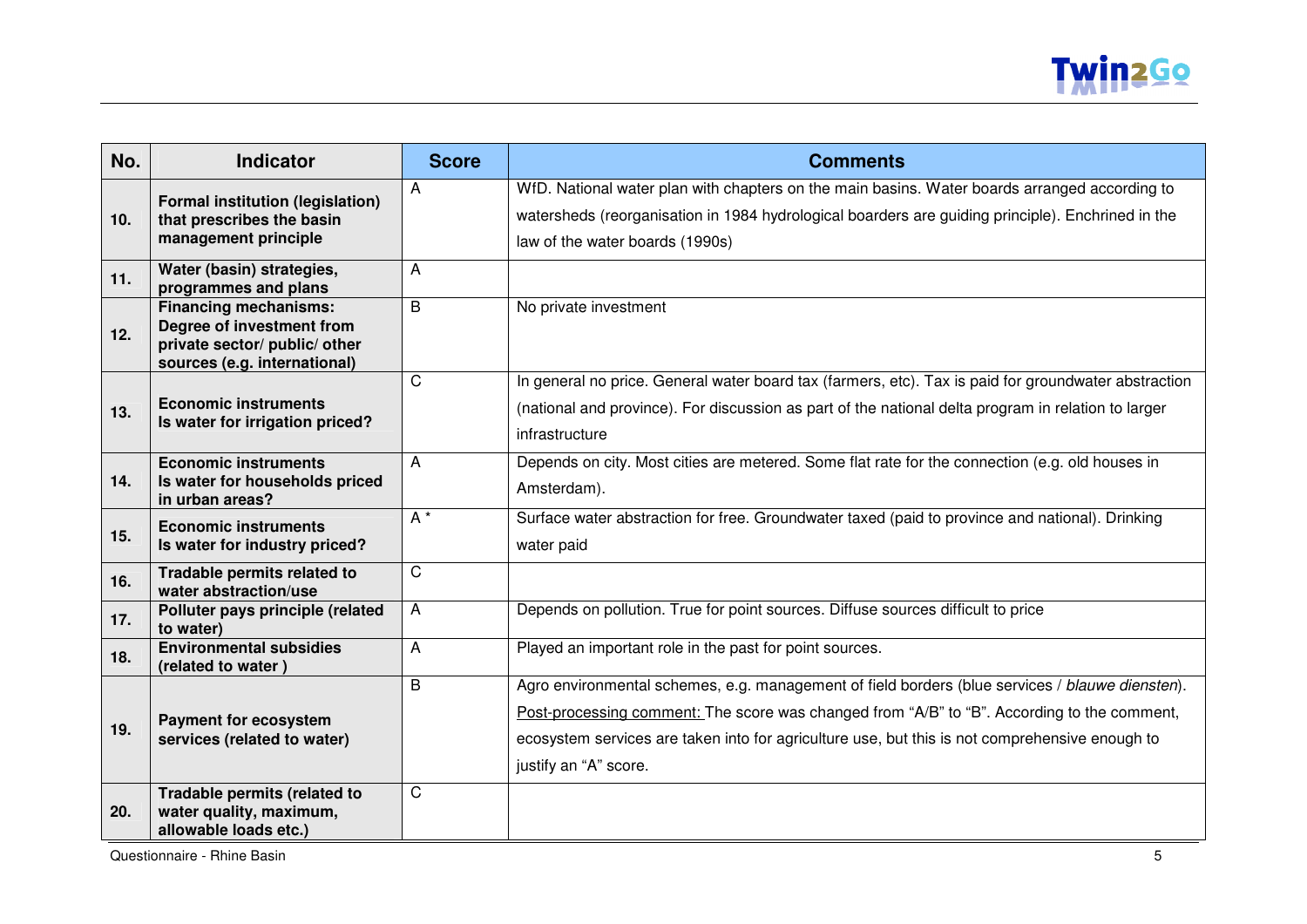| No. | Indicator | Score | Comments |
|---|---|---|---|
| 10. | **Formal institution (legislation) that prescribes the basin management principle** | A | WfD. National water plan with chapters on the main basins. Water boards arranged according to watersheds (reorganisation in 1984 hydrological boarders are guiding principle). Enchrined in the law of the water boards (1990s) |
| 11. | **Water (basin) strategies, programmes and plans** | A | |
| 12. | **Financing mechanisms: Degree of investment from private sector/ public/ other sources (e.g. international)** | B | No private investment |
| 13. | **Economic instruments Is water for irrigation priced?** | C | In general no price. General water board tax (farmers, etc). Tax is paid for groundwater abstraction (national and province). For discussion as part of the national delta program in relation to larger infrastructure |
| 14. | **Economic instruments Is water for households priced in urban areas?** | A | Depends on city. Most cities are metered. Some flat rate for the connection (e.g. old houses in Amsterdam). |
| 15. | **Economic instruments Is water for industry priced?** | A * | Surface water abstraction for free. Groundwater taxed (paid to province and national). Drinking water paid |
| 16. | **Tradable permits related to water abstraction/use** | C | |
| 17. | **Polluter pays principle (related to water)** | A | Depends on pollution. True for point sources. Diffuse sources difficult to price |
| 18. | **Environmental subsidies (related to water )** | A | Played an important role in the past for point sources. |
| 19. | **Payment for ecosystem services (related to water)** | B | Agro environmental schemes, e.g. management of field borders (blue services / *blauwe diensten*). Post-processing comment: The score was changed from "A/B" to "B". According to the comment, ecosystem services are taken into for agriculture use, but this is not comprehensive enough to justify an "A" score. |
| 20. | **Tradable permits (related to water quality, maximum, allowable loads etc.)** | C | |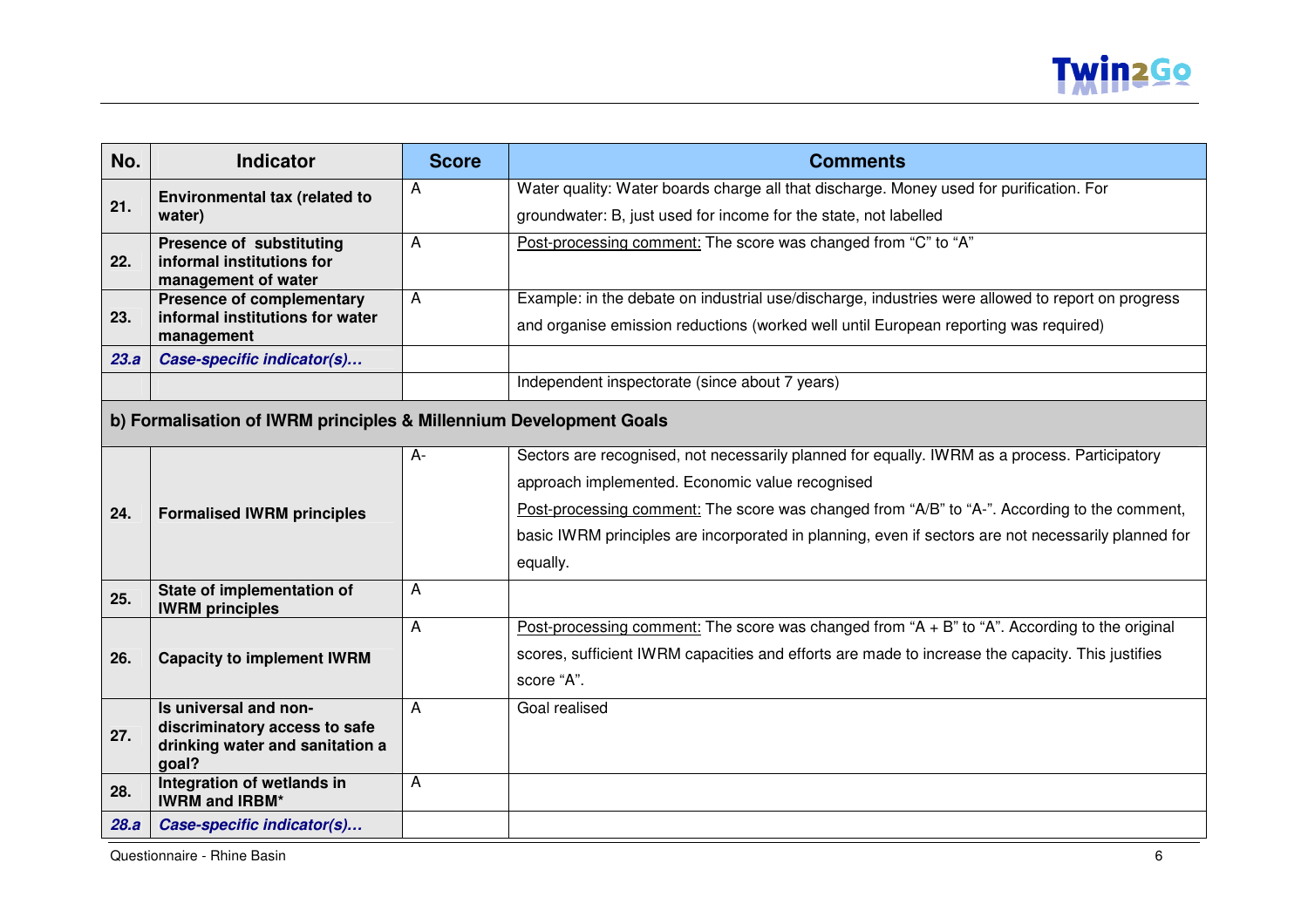| No. | Indicator | Score | Comments |
|---|---|---|---|
| **21.** | **Environmental tax (related to water)** | A | Water quality: Water boards charge all that discharge. Money used for purification. For groundwater: B, just used for income for the state, not labelled |
| **22.** | **Presence of substituting informal institutions for management of water** | A | Post-processing comment: The score was changed from "C" to "A" |
| **23.** | **Presence of complementary informal institutions for water management** | A | Example: in the debate on industrial use/discharge, industries were allowed to report on progress and organise emission reductions (worked well until European reporting was required) |
| ***23.a*** | ***Case-specific indicator(s)…*** | | |
| | | | Independent inspectorate (since about 7 years) |
| **b) Formalisation of IWRM principles & Millennium Development Goals** | | | |
| **24.** | **Formalised IWRM principles** | A- | Sectors are recognised, not necessarily planned for equally. IWRM as a process. Participatory approach implemented. Economic value recognised<br>Post-processing comment: The score was changed from "A/B" to "A-". According to the comment, basic IWRM principles are incorporated in planning, even if sectors are not necessarily planned for equally. |
| **25.** | **State of implementation of IWRM principles** | A | |
| **26.** | **Capacity to implement IWRM** | A | Post-processing comment: The score was changed from "A + B" to "A". According to the original scores, sufficient IWRM capacities and efforts are made to increase the capacity. This justifies score "A". |
| **27.** | **Is universal and non-discriminatory access to safe drinking water and sanitation a goal?** | A | Goal realised |
| **28.** | **Integration of wetlands in IWRM and IRBM*** | A | |
| ***28.a*** | ***Case-specific indicator(s)…*** | | |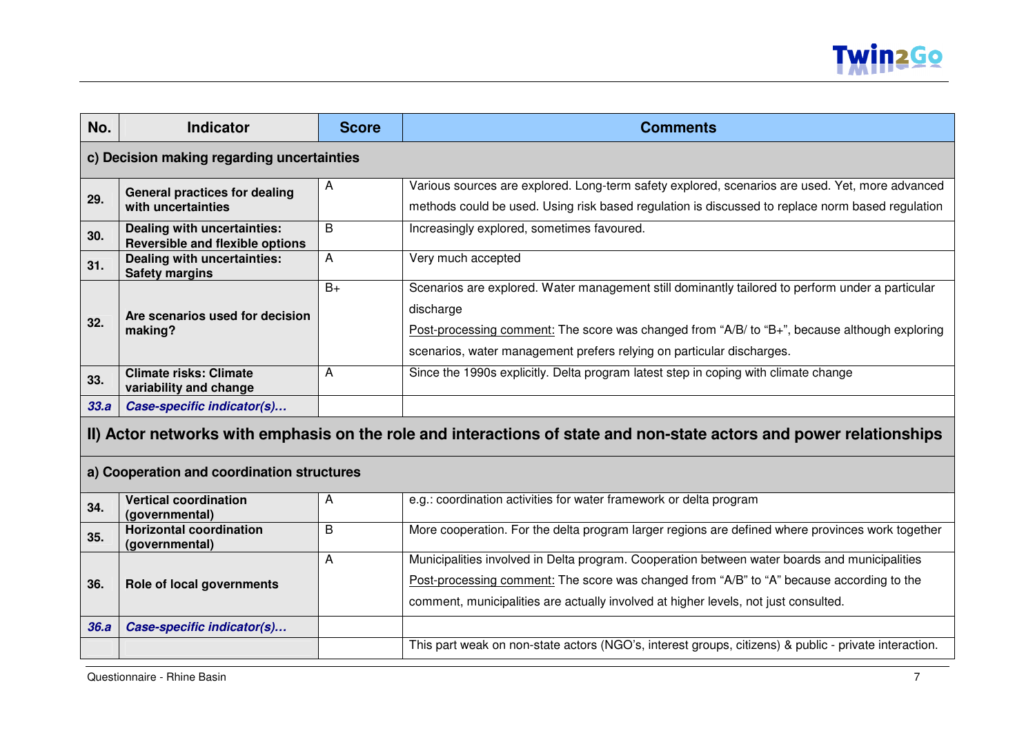| No. | Indicator | Score | Comments |
|---|---|---|---|
| **c) Decision making regarding uncertainties** | | | |
| **29.** | **General practices for dealing with uncertainties** | A | Various sources are explored. Long-term safety explored, scenarios are used. Yet, more advanced methods could be used. Using risk based regulation is discussed to replace norm based regulation |
| **30.** | **Dealing with uncertainties: Reversible and flexible options** | B | Increasingly explored, sometimes favoured. |
| **31.** | **Dealing with uncertainties: Safety margins** | A | Very much accepted |
| **32.** | **Are scenarios used for decision making?** | B+ | Scenarios are explored. Water management still dominantly tailored to perform under a particular discharge<br>Post-processing comment: The score was changed from "A/B/ to "B+", because although exploring scenarios, water management prefers relying on particular discharges. |
| **33.** | **Climate risks: Climate variability and change** | A | Since the 1990s explicitly. Delta program latest step in coping with climate change |
| ***33.a*** | ***Case-specific indicator(s)…*** | | |
| **II) Actor networks with emphasis on the role and interactions of state and non-state actors and power relationships** | | | |
| **a) Cooperation and coordination structures** | | | |
| **34.** | **Vertical coordination (governmental)** | A | e.g.: coordination activities for water framework or delta program |
| **35.** | **Horizontal coordination (governmental)** | B | More cooperation. For the delta program larger regions are defined where provinces work together |
| **36.** | **Role of local governments** | A | Municipalities involved in Delta program. Cooperation between water boards and municipalities<br>Post-processing comment: The score was changed from "A/B" to "A" because according to the comment, municipalities are actually involved at higher levels, not just consulted. |
| ***36.a*** | ***Case-specific indicator(s)…*** | | |
| | | | This part weak on non-state actors (NGO's, interest groups, citizens) & public - private interaction. |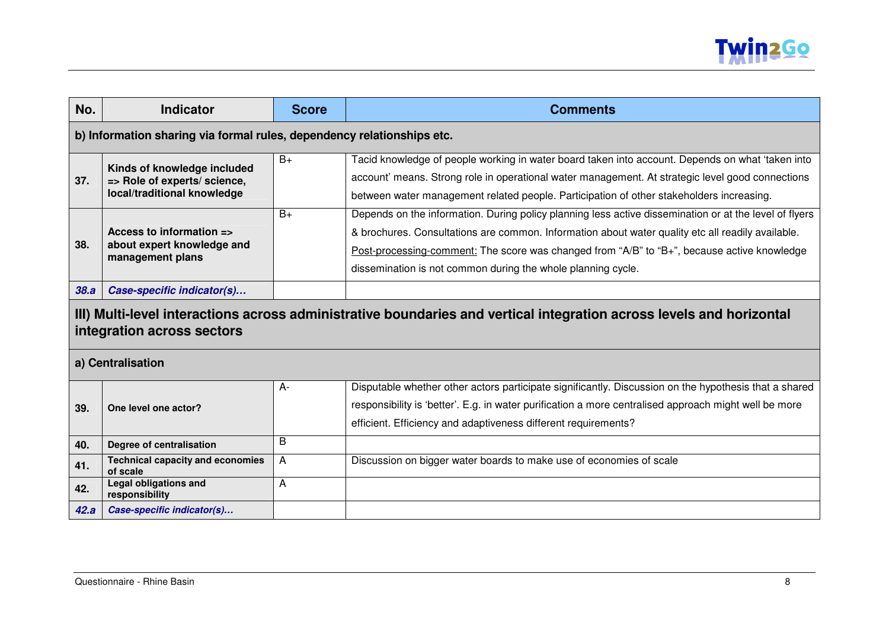| No. | Indicator | Score | Comments |
|---|---|---|---|
| **b) Information sharing via formal rules, dependency relationships etc.** | | | |
| **37.** | **Kinds of knowledge included => Role of experts/ science, local/traditional knowledge** | B+ | Tacid knowledge of people working in water board taken into account. Depends on what 'taken into account' means. Strong role in operational water management. At strategic level good connections between water management related people. Participation of other stakeholders increasing. |
| **38.** | **Access to information => about expert knowledge and management plans** | B+ | Depends on the information. During policy planning less active dissemination or at the level of flyers & brochures. Consultations are common. Information about water quality etc all readily available. Post-processing-comment: The score was changed from "A/B" to "B+", because active knowledge dissemination is not common during the whole planning cycle. |
| ***38.a*** | ***Case-specific indicator(s)…*** | | |
| **III) Multi-level interactions across administrative boundaries and vertical integration across levels and horizontal integration across sectors** | | | |
| **a) Centralisation** | | | |
| **39.** | **One level one actor?** | A- | Disputable whether other actors participate significantly. Discussion on the hypothesis that a shared responsibility is 'better'. E.g. in water purification a more centralised approach might well be more efficient. Efficiency and adaptiveness different requirements? |
| **40.** | **Degree of centralisation** | B | |
| **41.** | **Technical capacity and economies of scale** | A | Discussion on bigger water boards to make use of economies of scale |
| **42.** | **Legal obligations and responsibility** | A | |
| ***42.a*** | ***Case-specific indicator(s)…*** | | |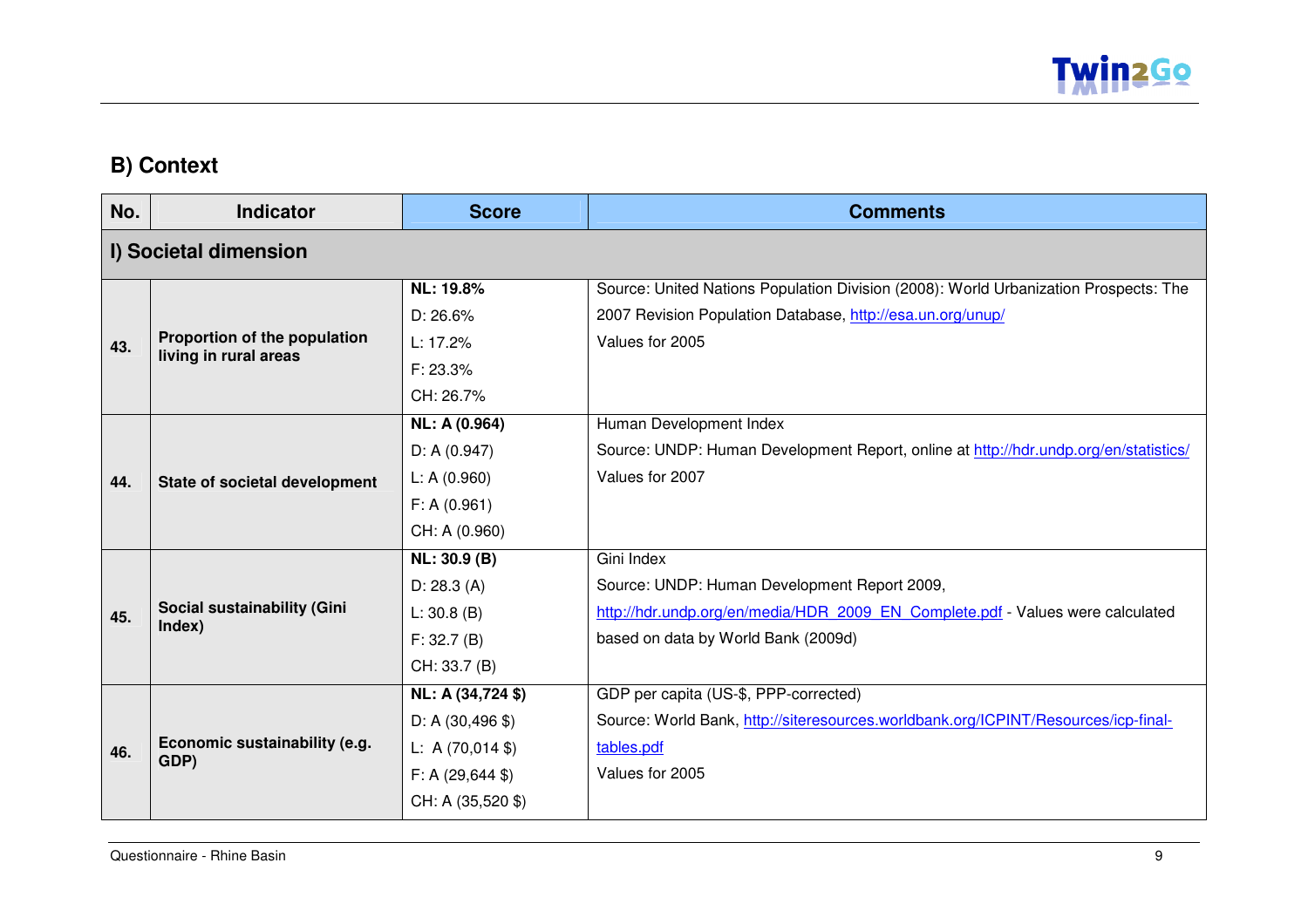## B) Context

| No. | Indicator | Score | Comments |
|---|---|---|---|
| **I) Societal dimension** | | | |
| **43.** | **Proportion of the population living in rural areas** | **NL: 19.8%**<br>D: 26.6%<br>L: 17.2%<br>F: 23.3%<br>CH: 26.7% | Source: United Nations Population Division (2008): World Urbanization Prospects: The 2007 Revision Population Database, http://esa.un.org/unup/<br>Values for 2005 |
| **44.** | **State of societal development** | **NL: A (0.964)**<br>D: A (0.947)<br>L: A (0.960)<br>F: A (0.961)<br>CH: A (0.960) | Human Development Index<br>Source: UNDP: Human Development Report, online at http://hdr.undp.org/en/statistics/<br>Values for 2007 |
| **45.** | **Social sustainability (Gini Index)** | **NL: 30.9 (B)**<br>D: 28.3 (A)<br>L: 30.8 (B)<br>F: 32.7 (B)<br>CH: 33.7 (B) | Gini Index<br>Source: UNDP: Human Development Report 2009, http://hdr.undp.org/en/media/HDR_2009_EN_Complete.pdf - Values were calculated based on data by World Bank (2009d) |
| **46.** | **Economic sustainability (e.g. GDP)** | **NL: A (34,724 $)**<br>D: A (30,496 $)<br>L: A (70,014 $)<br>F: A (29,644 $)<br>CH: A (35,520 $) | GDP per capita (US-$, PPP-corrected)<br>Source: World Bank, http://siteresources.worldbank.org/ICPINT/Resources/icp-final-tables.pdf<br>Values for 2005 |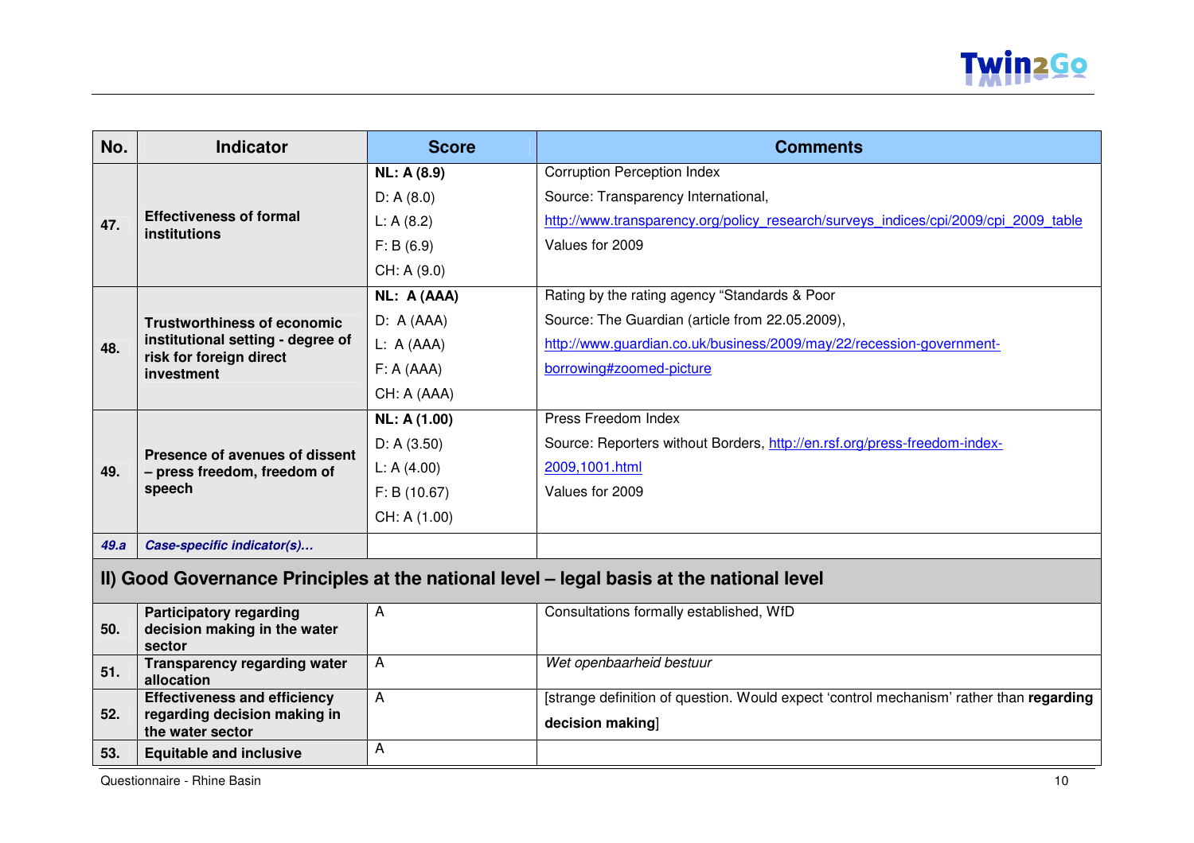| No. | Indicator | Score | Comments |
|---|---|---|---|
| 47. | **Effectiveness of formal institutions** | **NL: A (8.9)**<br>D: A (8.0)<br>L: A (8.2)<br>F: B (6.9)<br>CH: A (9.0) | Corruption Perception Index<br>Source: Transparency International,<br>http://www.transparency.org/policy_research/surveys_indices/cpi/2009/cpi_2009_table<br>Values for 2009 |
| 48. | **Trustworthiness of economic institutional setting - degree of risk for foreign direct investment** | **NL: A (AAA)**<br>D: A (AAA)<br>L: A (AAA)<br>F: A (AAA)<br>CH: A (AAA) | Rating by the rating agency "Standards & Poor<br>Source: The Guardian (article from 22.05.2009),<br>http://www.guardian.co.uk/business/2009/may/22/recession-government-borrowing#zoomed-picture |
| 49. | **Presence of avenues of dissent – press freedom, freedom of speech** | **NL: A (1.00)**<br>D: A (3.50)<br>L: A (4.00)<br>F: B (10.67)<br>CH: A (1.00) | Press Freedom Index<br>Source: Reporters without Borders, http://en.rsf.org/press-freedom-index-2009,1001.html<br>Values for 2009 |
| ***49.a*** | ***Case-specific indicator(s)…*** | | |
| **II) Good Governance Principles at the national level – legal basis at the national level** | | | |
| 50. | **Participatory regarding decision making in the water sector** | A | Consultations formally established, WfD |
| 51. | **Transparency regarding water allocation** | A | *Wet openbaarheid bestuur* |
| 52. | **Effectiveness and efficiency regarding decision making in the water sector** | A | [strange definition of question. Would expect 'control mechanism' rather than **regarding decision making**] |
| 53. | **Equitable and inclusive** | A | |

Questionnaire - Rhine Basin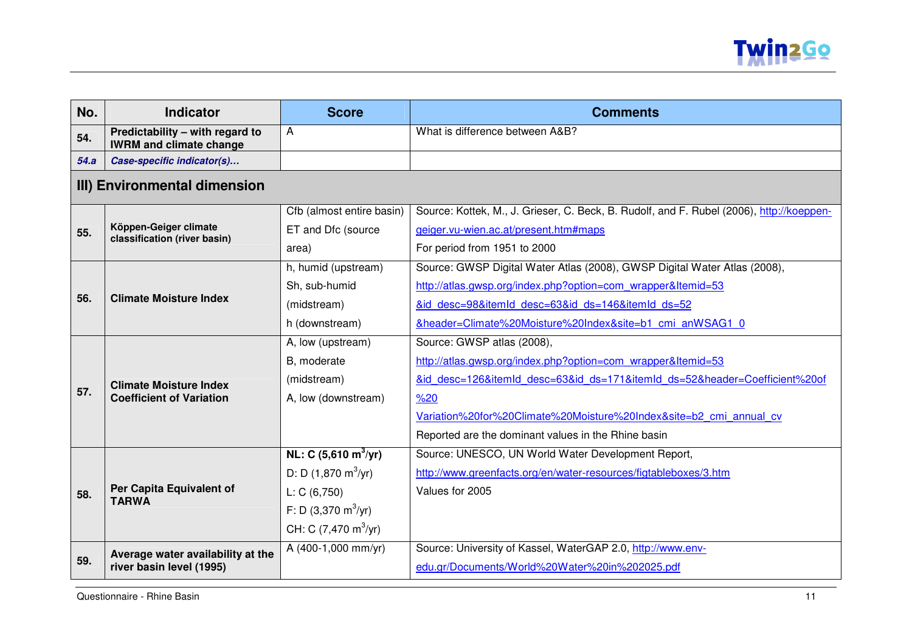| No. | Indicator | Score | Comments |
|---|---|---|---|
| **54.** | **Predictability – with regard to IWRM and climate change** | A | What is difference between A&B? |
| ***54.a*** | ***Case-specific indicator(s)…*** | | |
| **III) Environmental dimension** | | | |
| **55.** | **Köppen-Geiger climate classification (river basin)** | Cfb (almost entire basin)<br>ET and Dfc (source area) | Source: Kottek, M., J. Grieser, C. Beck, B. Rudolf, and F. Rubel (2006), http://koeppen-geiger.vu-wien.ac.at/present.htm#maps<br>For period from 1951 to 2000 |
| **56.** | **Climate Moisture Index** | h, humid (upstream)<br>Sh, sub-humid (midstream)<br>h (downstream) | Source: GWSP Digital Water Atlas (2008), GWSP Digital Water Atlas (2008), http://atlas.gwsp.org/index.php?option=com_wrapper&Itemid=53&id_desc=98&itemId_desc=63&id_ds=146&itemId_ds=52&header=Climate%20Moisture%20Index&site=b1_cmi_anWSAG1_0 |
| **57.** | **Climate Moisture Index Coefficient of Variation** | A, low (upstream)<br>B, moderate (midstream)<br>A, low (downstream) | Source: GWSP atlas (2008), http://atlas.gwsp.org/index.php?option=com_wrapper&Itemid=53&id_desc=126&itemId_desc=63&id_ds=171&itemId_ds=52&header=Coefficient%20of%20Variation%20for%20Climate%20Moisture%20Index&site=b2_cmi_annual_cv<br>Reported are the dominant values in the Rhine basin |
| **58.** | **Per Capita Equivalent of TARWA** | **NL: C (5,610 $m^3$/yr)**<br>D: D (1,870 $m^3$/yr)<br>L: C (6,750)<br>F: D (3,370 $m^3$/yr)<br>CH: C (7,470 $m^3$/yr) | Source: UNESCO, UN World Water Development Report, http://www.greenfacts.org/en/water-resources/figtableboxes/3.htm<br>Values for 2005 |
| **59.** | **Average water availability at the river basin level (1995)** | A (400-1,000 mm/yr) | Source: University of Kassel, WaterGAP 2.0, http://www.env-edu.gr/Documents/World%20Water%20in%202025.pdf |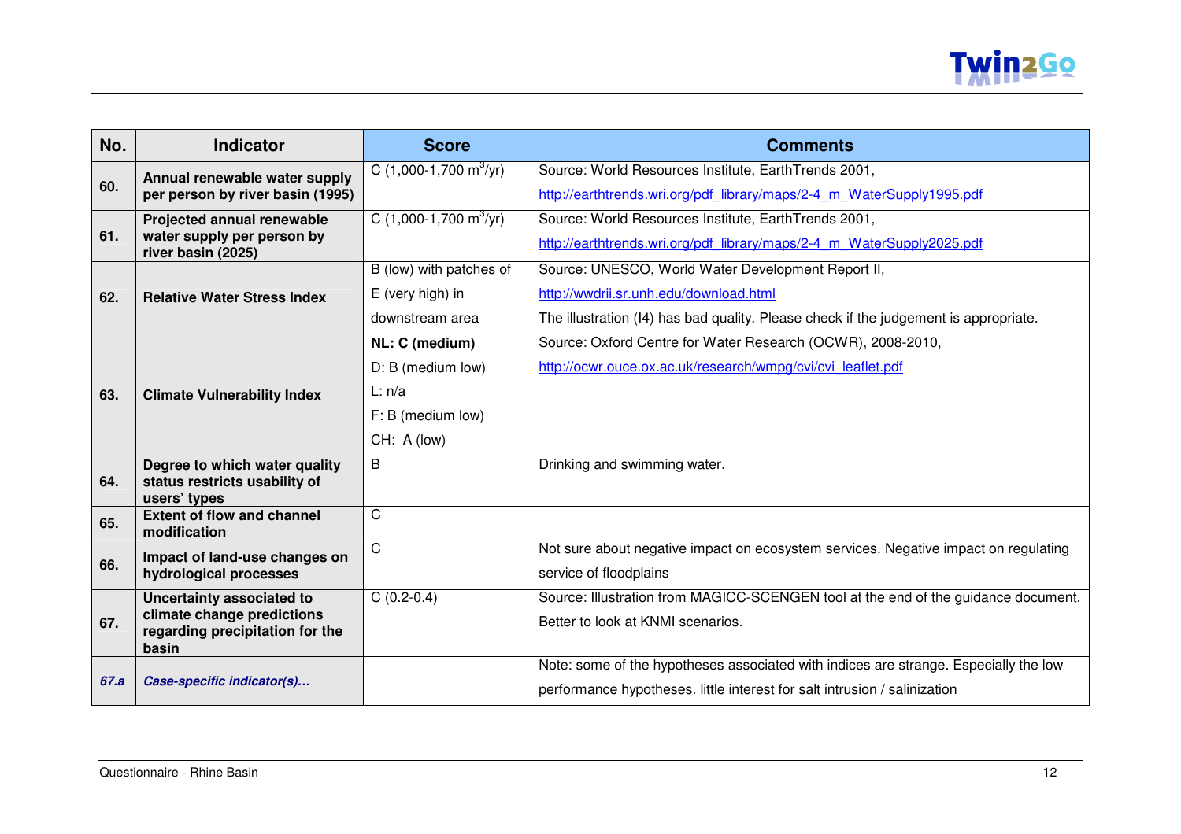| No. | Indicator | Score | Comments |
|---|---|---|---|
| **60.** | **Annual renewable water supply per person by river basin (1995)** | C (1,000-1,700 $m^3$/yr) | Source: World Resources Institute, EarthTrends 2001, http://earthtrends.wri.org/pdf_library/maps/2-4_m_WaterSupply1995.pdf |
| **61.** | **Projected annual renewable water supply per person by river basin (2025)** | C (1,000-1,700 $m^3$/yr) | Source: World Resources Institute, EarthTrends 2001, http://earthtrends.wri.org/pdf_library/maps/2-4_m_WaterSupply2025.pdf |
| **62.** | **Relative Water Stress Index** | B (low) with patches of E (very high) in downstream area | Source: UNESCO, World Water Development Report II, http://wwdrii.sr.unh.edu/download.html The illustration (I4) has bad quality. Please check if the judgement is appropriate. |
| **63.** | **Climate Vulnerability Index** | **NL: C (medium)** D: B (medium low) L: n/a F: B (medium low) CH: A (low) | Source: Oxford Centre for Water Research (OCWR), 2008-2010, http://ocwr.ouce.ox.ac.uk/research/wmpg/cvi/cvi_leaflet.pdf |
| **64.** | **Degree to which water quality status restricts usability of users' types** | B | Drinking and swimming water. |
| **65.** | **Extent of flow and channel modification** | C | |
| **66.** | **Impact of land-use changes on hydrological processes** | C | Not sure about negative impact on ecosystem services. Negative impact on regulating service of floodplains |
| **67.** | **Uncertainty associated to climate change predictions regarding precipitation for the basin** | C (0.2-0.4) | Source: Illustration from MAGICC-SCENGEN tool at the end of the guidance document. Better to look at KNMI scenarios. |
| ***67.a*** | ***Case-specific indicator(s)…*** | | Note: some of the hypotheses associated with indices are strange. Especially the low performance hypotheses. little interest for salt intrusion / salinization |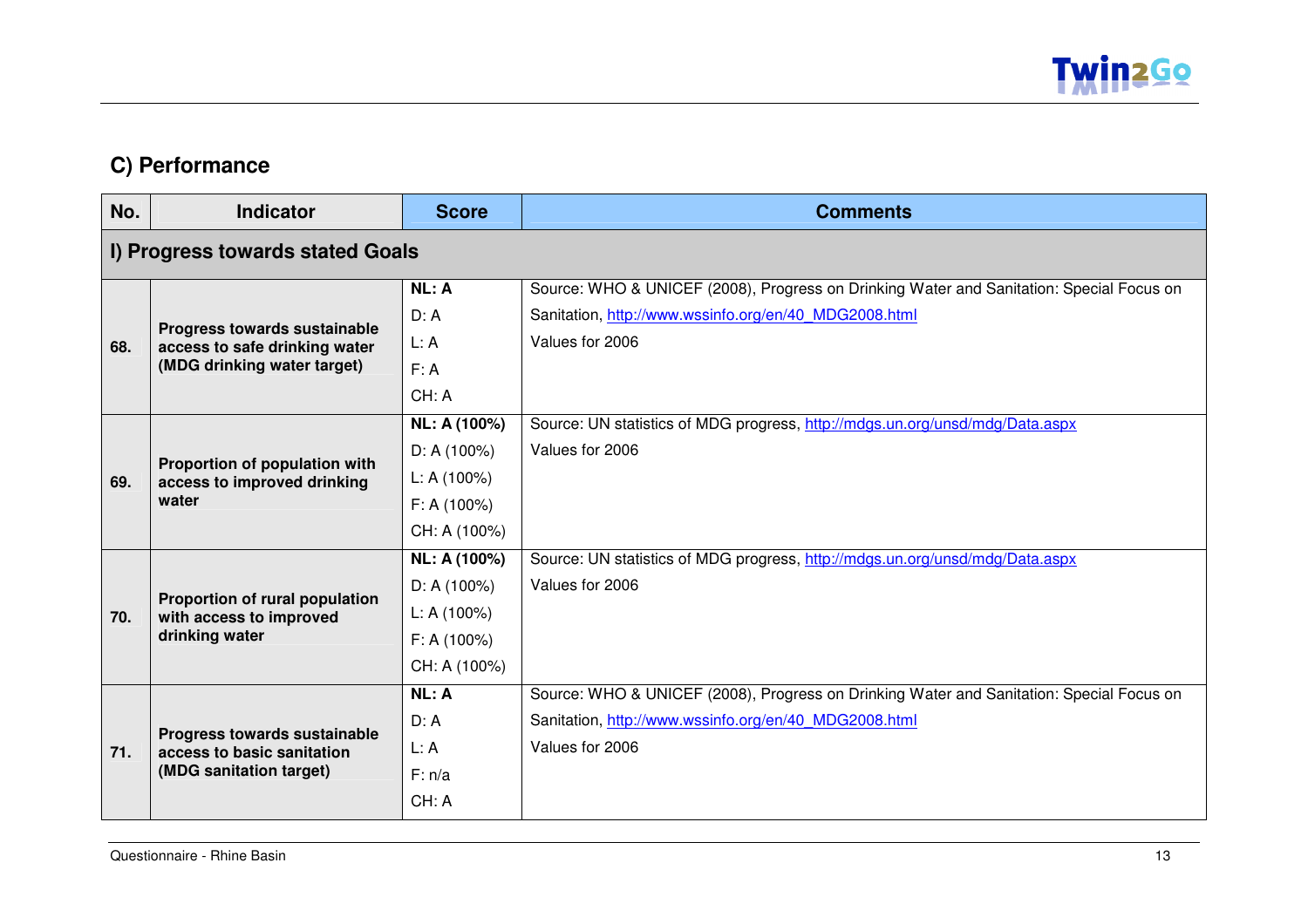## C) Performance

| No. | Indicator | Score | Comments |
|---|---|---|---|
| **I) Progress towards stated Goals** | | | |
| **68.** | **Progress towards sustainable access to safe drinking water (MDG drinking water target)** | **NL: A**<br>D: A<br>L: A<br>F: A<br>CH: A | Source: WHO & UNICEF (2008), Progress on Drinking Water and Sanitation: Special Focus on Sanitation, http://www.wssinfo.org/en/40_MDG2008.html<br>Values for 2006 |
| **69.** | **Proportion of population with access to improved drinking water** | **NL: A (100%)**<br>D: A (100%)<br>L: A (100%)<br>F: A (100%)<br>CH: A (100%) | Source: UN statistics of MDG progress, http://mdgs.un.org/unsd/mdg/Data.aspx<br>Values for 2006 |
| **70.** | **Proportion of rural population with access to improved drinking water** | **NL: A (100%)**<br>D: A (100%)<br>L: A (100%)<br>F: A (100%)<br>CH: A (100%) | Source: UN statistics of MDG progress, http://mdgs.un.org/unsd/mdg/Data.aspx<br>Values for 2006 |
| **71.** | **Progress towards sustainable access to basic sanitation (MDG sanitation target)** | **NL: A**<br>D: A<br>L: A<br>F: n/a<br>CH: A | Source: WHO & UNICEF (2008), Progress on Drinking Water and Sanitation: Special Focus on Sanitation, http://www.wssinfo.org/en/40_MDG2008.html<br>Values for 2006 |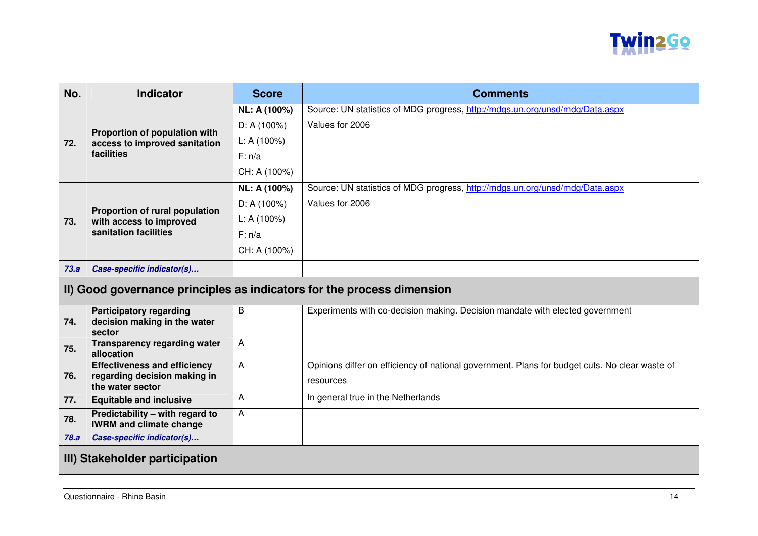| No. | Indicator | Score | Comments |
|---|---|---|---|
| **72.** | **Proportion of population with access to improved sanitation facilities** | **NL: A (100%)**<br>D: A (100%)<br>L: A (100%)<br>F: n/a<br>CH: A (100%) | Source: UN statistics of MDG progress, http://mdgs.un.org/unsd/mdg/Data.aspx<br>Values for 2006 |
| **73.** | **Proportion of rural population with access to improved sanitation facilities** | **NL: A (100%)**<br>D: A (100%)<br>L: A (100%)<br>F: n/a<br>CH: A (100%) | Source: UN statistics of MDG progress, http://mdgs.un.org/unsd/mdg/Data.aspx<br>Values for 2006 |
| ***73.a*** | ***Case-specific indicator(s)…*** | | |
| **II) Good governance principles as indicators for the process dimension** | | | |
| **74.** | **Participatory regarding decision making in the water sector** | B | Experiments with co-decision making. Decision mandate with elected government |
| **75.** | **Transparency regarding water allocation** | A | |
| **76.** | **Effectiveness and efficiency regarding decision making in the water sector** | A | Opinions differ on efficiency of national government. Plans for budget cuts. No clear waste of resources |
| **77.** | **Equitable and inclusive** | A | In general true in the Netherlands |
| **78.** | **Predictability – with regard to IWRM and climate change** | A | |
| ***78.a*** | ***Case-specific indicator(s)…*** | | |
| **III) Stakeholder participation** | | | |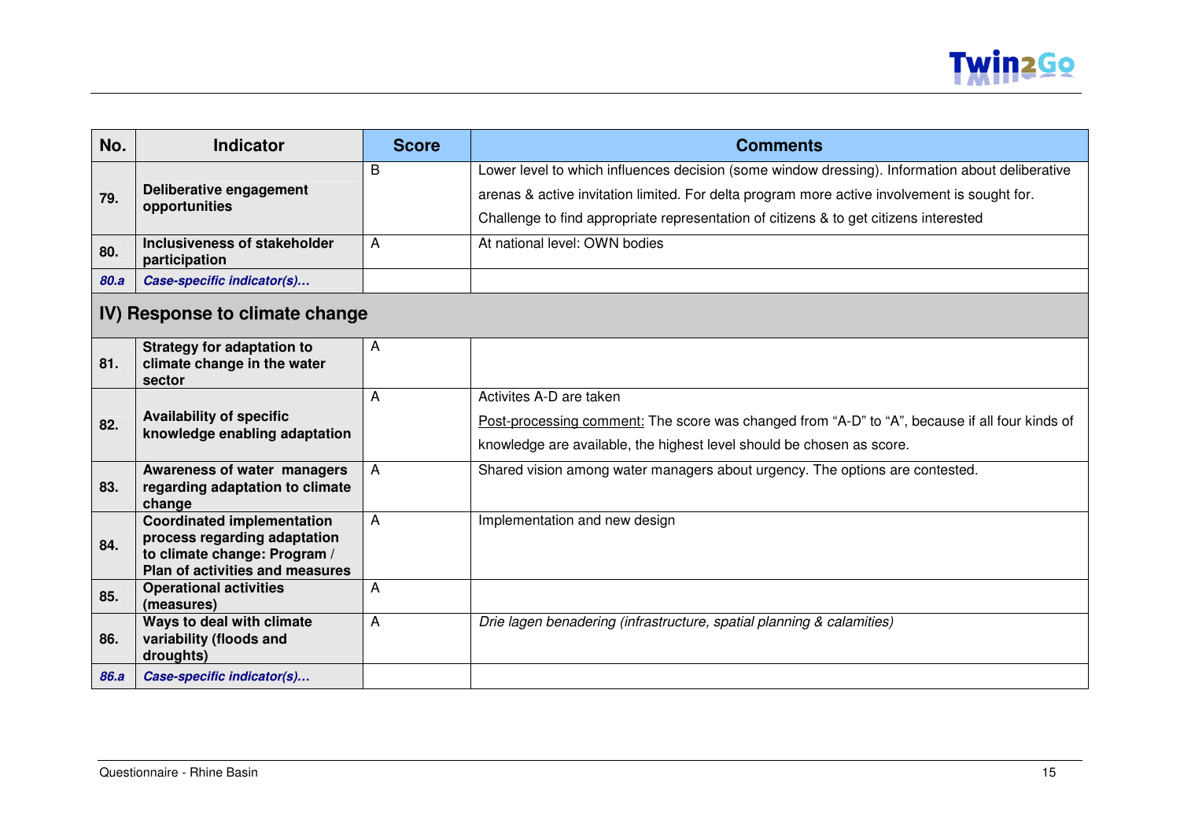| No. | Indicator | Score | Comments |
|---|---|---|---|
| **79.** | **Deliberative engagement opportunities** | B | Lower level to which influences decision (some window dressing). Information about deliberative arenas & active invitation limited. For delta program more active involvement is sought for. Challenge to find appropriate representation of citizens & to get citizens interested |
| **80.** | **Inclusiveness of stakeholder participation** | A | At national level: OWN bodies |
| ***80.a*** | ***Case-specific indicator(s)…*** | | |
| **IV) Response to climate change** | | | |
| **81.** | **Strategy for adaptation to climate change in the water sector** | A | |
| **82.** | **Availability of specific knowledge enabling adaptation** | A | Activites A-D are taken<br>Post-processing comment: The score was changed from “A-D” to “A”, because if all four kinds of knowledge are available, the highest level should be chosen as score. |
| **83.** | **Awareness of water managers regarding adaptation to climate change** | A | Shared vision among water managers about urgency. The options are contested. |
| **84.** | **Coordinated implementation process regarding adaptation to climate change: Program / Plan of activities and measures** | A | Implementation and new design |
| **85.** | **Operational activities (measures)** | A | |
| **86.** | **Ways to deal with climate variability (floods and droughts)** | A | *Drie lagen benadering (infrastructure, spatial planning & calamities)* |
| ***86.a*** | ***Case-specific indicator(s)…*** | | |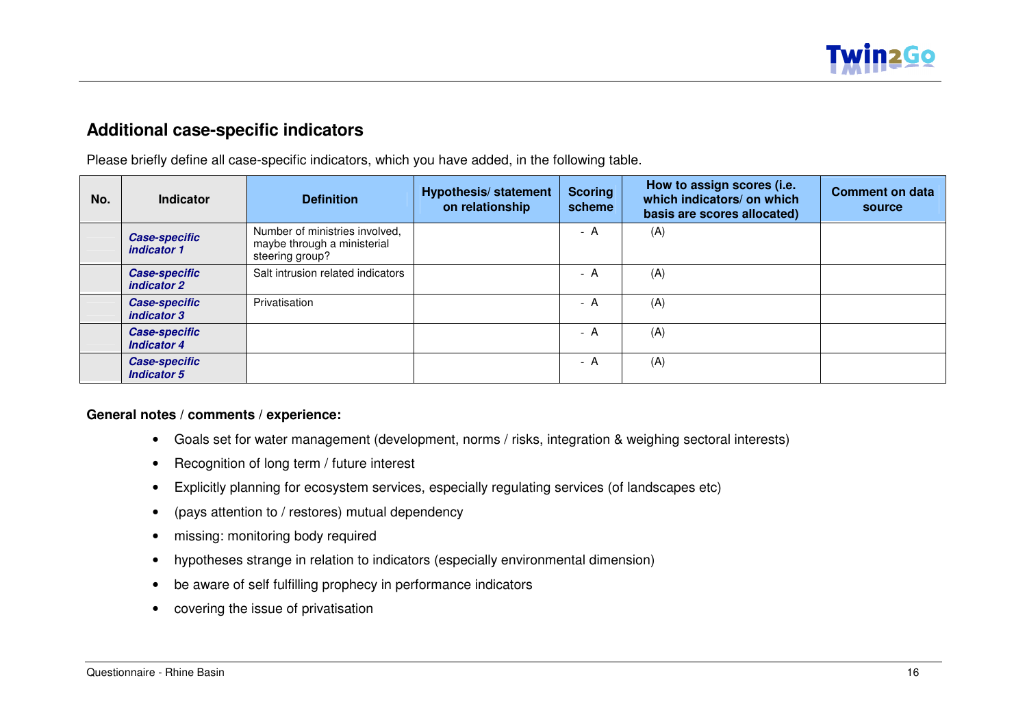## Additional case-specific indicators

Please briefly define all case-specific indicators, which you have added, in the following table.

| No. | Indicator | Definition | Hypothesis/ statement on relationship | Scoring scheme | How to assign scores (i.e. which indicators/ on which basis are scores allocated) | Comment on data source |
|---|---|---|---|---|---|---|
| | ***Case-specific indicator 1*** | Number of ministries involved, maybe through a ministerial steering group? | | - A | (A) | |
| | ***Case-specific indicator 2*** | Salt intrusion related indicators | | - A | (A) | |
| | ***Case-specific indicator 3*** | Privatisation | | - A | (A) | |
| | ***Case-specific Indicator 4*** | | | - A | (A) | |
| | ***Case-specific Indicator 5*** | | | - A | (A) | |

**General notes / comments / experience:**

- Goals set for water management (development, norms / risks, integration & weighing sectoral interests)
- Recognition of long term / future interest
- Explicitly planning for ecosystem services, especially regulating services (of landscapes etc)
- (pays attention to / restores) mutual dependency
- missing: monitoring body required
- hypotheses strange in relation to indicators (especially environmental dimension)
- be aware of self fulfilling prophecy in performance indicators
- covering the issue of privatisation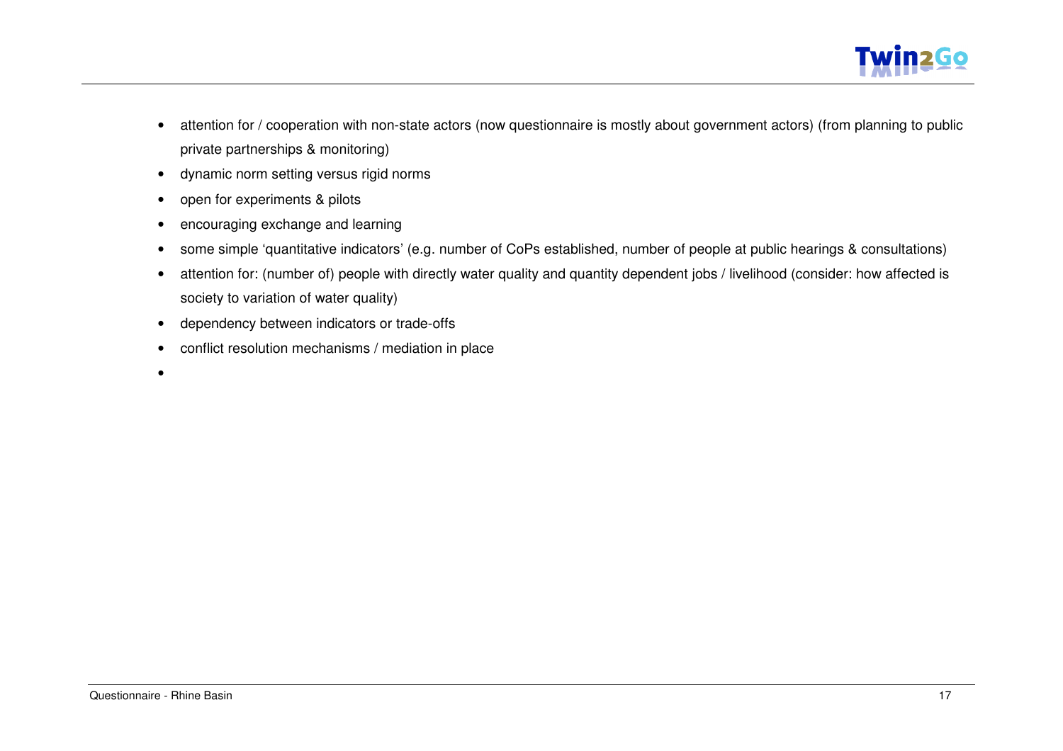- attention for / cooperation with non-state actors (now questionnaire is mostly about government actors) (from planning to public private partnerships & monitoring)
- dynamic norm setting versus rigid norms
- open for experiments & pilots
- encouraging exchange and learning
- some simple 'quantitative indicators' (e.g. number of CoPs established, number of people at public hearings & consultations)
- attention for: (number of) people with directly water quality and quantity dependent jobs / livelihood (consider: how affected is society to variation of water quality)
- dependency between indicators or trade-offs
- conflict resolution mechanisms / mediation in place
-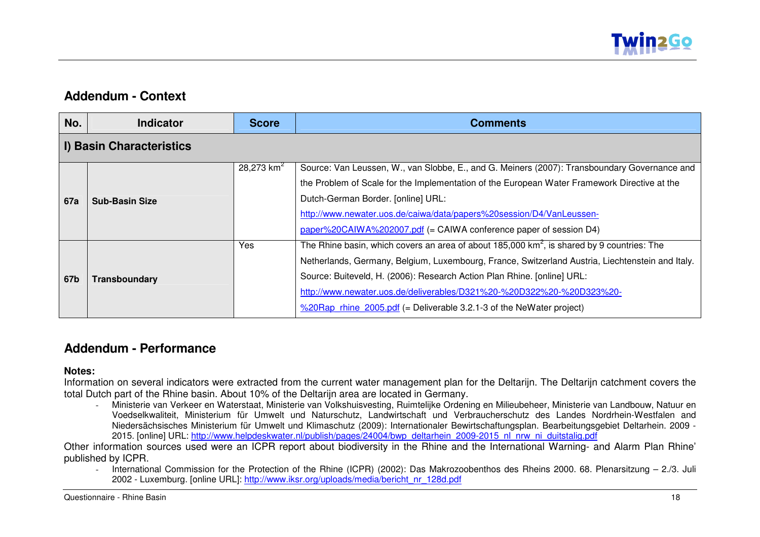## Addendum - Context

| No. | Indicator | Score | Comments |
|---|---|---|---|
| **I) Basin Characteristics** | | | |
| **67a** | **Sub-Basin Size** | 28,273 km$^2$ | Source: Van Leussen, W., van Slobbe, E., and G. Meiners (2007): Transboundary Governance and the Problem of Scale for the Implementation of the European Water Framework Directive at the Dutch-German Border. [online] URL: http://www.newater.uos.de/caiwa/data/papers%20session/D4/VanLeussen-paper%20CAIWA%202007.pdf (= CAIWA conference paper of session D4) |
| **67b** | **Transboundary** | Yes | The Rhine basin, which covers an area of about 185,000 km$^2$, is shared by 9 countries: The Netherlands, Germany, Belgium, Luxembourg, France, Switzerland Austria, Liechtenstein and Italy. Source: Buiteveld, H. (2006): Research Action Plan Rhine. [online] URL: http://www.newater.uos.de/deliverables/D321%20-%20D322%20-%20D323%20-%20Rap_rhine_2005.pdf (= Deliverable 3.2.1-3 of the NeWater project) |

## Addendum - Performance

**Notes:**

Information on several indicators were extracted from the current water management plan for the Deltarijn. The Deltarijn catchment covers the total Dutch part of the Rhine basin. About 10% of the Deltarijn area are located in Germany.

- Ministerie van Verkeer en Waterstaat, Ministerie van Volkshuisvesting, Ruimtelijke Ordening en Milieubeheer, Ministerie van Landbouw, Natuur en Voedselkwaliteit, Ministerium für Umwelt und Naturschutz, Landwirtschaft und Verbraucherschutz des Landes Nordrhein-Westfalen and Niedersächsisches Ministerium für Umwelt und Klimaschutz (2009): Internationaler Bewirtschaftungsplan. Bearbeitungsgebiet Deltarhein. 2009 - 2015. [online] URL: http://www.helpdeskwater.nl/publish/pages/24004/bwp_deltarhein_2009-2015_nl_nrw_ni_duitstalig.pdf

Other information sources used were an ICPR report about biodiversity in the Rhine and the International Warning- and Alarm Plan Rhine' published by ICPR.

- International Commission for the Protection of the Rhine (ICPR) (2002): Das Makrozoobenthos des Rheins 2000. 68. Plenarsitzung – 2./3. Juli 2002 - Luxemburg. [online URL]: http://www.iksr.org/uploads/media/bericht_nr_128d.pdf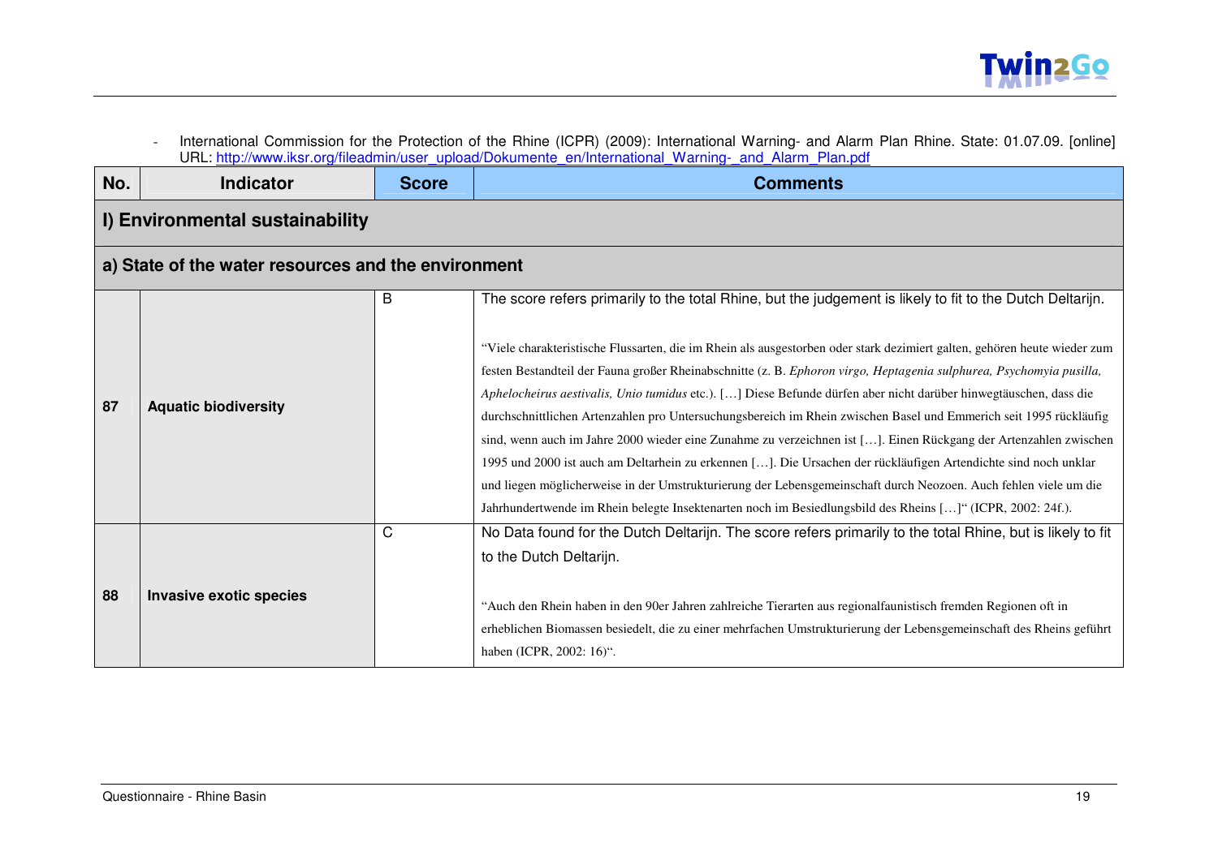- International Commission for the Protection of the Rhine (ICPR) (2009): International Warning- and Alarm Plan Rhine. State: 01.07.09. [online] URL: http://www.iksr.org/fileadmin/user_upload/Dokumente_en/International_Warning-_and_Alarm_Plan.pdf

| No. | Indicator | Score | Comments |
|---|---|---|---|
| **I) Environmental sustainability** | | | |
| **a) State of the water resources and the environment** | | | |
| 87 | **Aquatic biodiversity** | B | The score refers primarily to the total Rhine, but the judgement is likely to fit to the Dutch Deltarijn.<br><br>“Viele charakteristische Flussarten, die im Rhein als ausgestorben oder stark dezimiert galten, gehören heute wieder zum festen Bestandteil der Fauna großer Rheinabschnitte (z. B. *Ephoron virgo, Heptagenia sulphurea, Psychomyia pusilla, Aphelocheirus aestivalis, Unio tumidus* etc.). […] Diese Befunde dürfen aber nicht darüber hinwegtäuschen, dass die durchschnittlichen Artenzahlen pro Untersuchungsbereich im Rhein zwischen Basel und Emmerich seit 1995 rückläufig sind, wenn auch im Jahre 2000 wieder eine Zunahme zu verzeichnen ist […]. Einen Rückgang der Artenzahlen zwischen 1995 und 2000 ist auch am Deltarhein zu erkennen […]. Die Ursachen der rückläufigen Artendichte sind noch unklar und liegen möglicherweise in der Umstrukturierung der Lebensgemeinschaft durch Neozoen. Auch fehlen viele um die Jahrhundertwende im Rhein belegte Insektenarten noch im Besiedlungsbild des Rheins […]“ (ICPR, 2002: 24f.). |
| 88 | **Invasive exotic species** | C | No Data found for the Dutch Deltarijn. The score refers primarily to the total Rhine, but is likely to fit to the Dutch Deltarijn.<br><br>“Auch den Rhein haben in den 90er Jahren zahlreiche Tierarten aus regionalfaunistisch fremden Regionen oft in erheblichen Biomassen besiedelt, die zu einer mehrfachen Umstrukturierung der Lebensgemeinschaft des Rheins geführt haben (ICPR, 2002: 16)“. |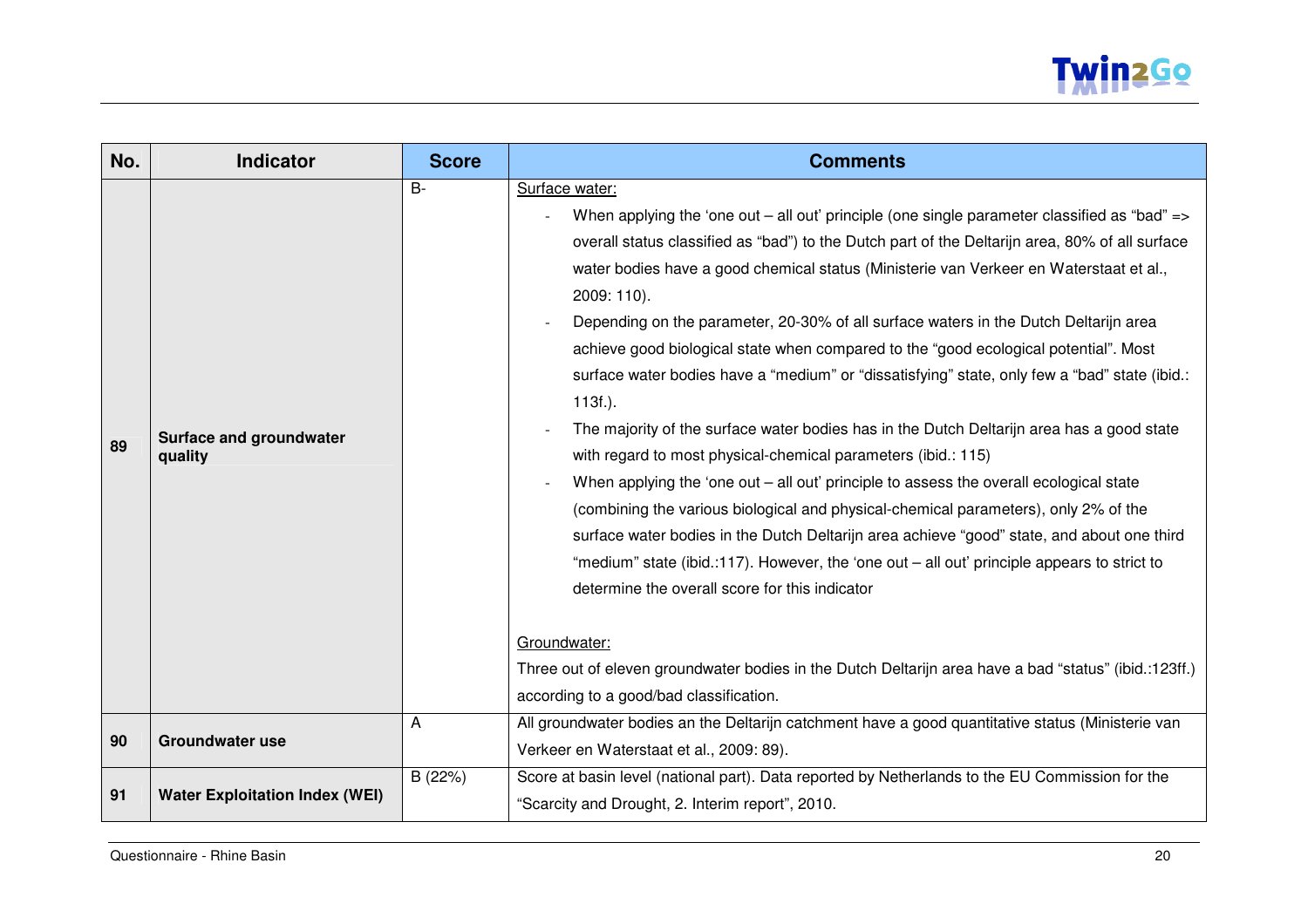| No. | Indicator | Score | Comments |
|---|---|---|---|
| 89 | **Surface and groundwater quality** | B- | Surface water:<br>- When applying the 'one out – all out' principle (one single parameter classified as "bad" => overall status classified as "bad") to the Dutch part of the Deltarijn area, 80% of all surface water bodies have a good chemical status (Ministerie van Verkeer en Waterstaat et al., 2009: 110).<br>- Depending on the parameter, 20-30% of all surface waters in the Dutch Deltarijn area achieve good biological state when compared to the "good ecological potential". Most surface water bodies have a "medium" or "dissatisfying" state, only few a "bad" state (ibid.: 113f.).<br>- The majority of the surface water bodies has in the Dutch Deltarijn area has a good state with regard to most physical-chemical parameters (ibid.: 115)<br>- When applying the 'one out – all out' principle to assess the overall ecological state (combining the various biological and physical-chemical parameters), only 2% of the surface water bodies in the Dutch Deltarijn area achieve "good" state, and about one third "medium" state (ibid.:117). However, the 'one out – all out' principle appears to strict to determine the overall score for this indicator<br><br>Groundwater:<br>Three out of eleven groundwater bodies in the Dutch Deltarijn area have a bad "status" (ibid.:123ff.) according to a good/bad classification. |
| 90 | **Groundwater use** | A | All groundwater bodies an the Deltarijn catchment have a good quantitative status (Ministerie van Verkeer en Waterstaat et al., 2009: 89). |
| 91 | **Water Exploitation Index (WEI)** | B (22%) | Score at basin level (national part). Data reported by Netherlands to the EU Commission for the "Scarcity and Drought, 2. Interim report", 2010. |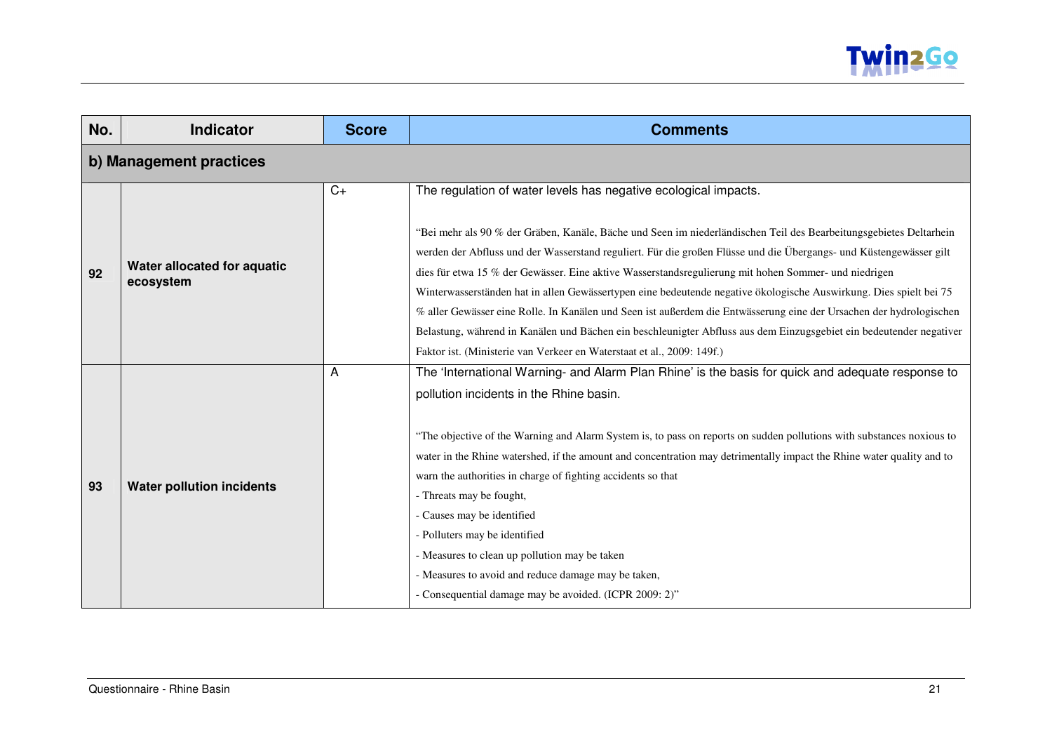| No. | Indicator | Score | Comments |
|---|---|---|---|
| **b) Management practices** | | | |
| 92 | **Water allocated for aquatic ecosystem** | C+ | The regulation of water levels has negative ecological impacts.<br><br>"Bei mehr als 90 % der Gräben, Kanäle, Bäche und Seen im niederländischen Teil des Bearbeitungsgebietes Deltarhein werden der Abfluss und der Wasserstand reguliert. Für die großen Flüsse und die Übergangs- und Küstengewässer gilt dies für etwa 15 % der Gewässer. Eine aktive Wasserstandsregulierung mit hohen Sommer- und niedrigen Winterwasserständen hat in allen Gewässertypen eine bedeutende negative ökologische Auswirkung. Dies spielt bei 75 % aller Gewässer eine Rolle. In Kanälen und Seen ist außerdem die Entwässerung eine der Ursachen der hydrologischen Belastung, während in Kanälen und Bächen ein beschleunigter Abfluss aus dem Einzugsgebiet ein bedeutender negativer Faktor ist. (Ministerie van Verkeer en Waterstaat et al., 2009: 149f.) |
| 93 | **Water pollution incidents** | A | The 'International Warning- and Alarm Plan Rhine' is the basis for quick and adequate response to pollution incidents in the Rhine basin.<br><br>"The objective of the Warning and Alarm System is, to pass on reports on sudden pollutions with substances noxious to water in the Rhine watershed, if the amount and concentration may detrimentally impact the Rhine water quality and to warn the authorities in charge of fighting accidents so that<br>- Threats may be fought,<br>- Causes may be identified<br>- Polluters may be identified<br>- Measures to clean up pollution may be taken<br>- Measures to avoid and reduce damage may be taken,<br>- Consequential damage may be avoided. (ICPR 2009: 2)" |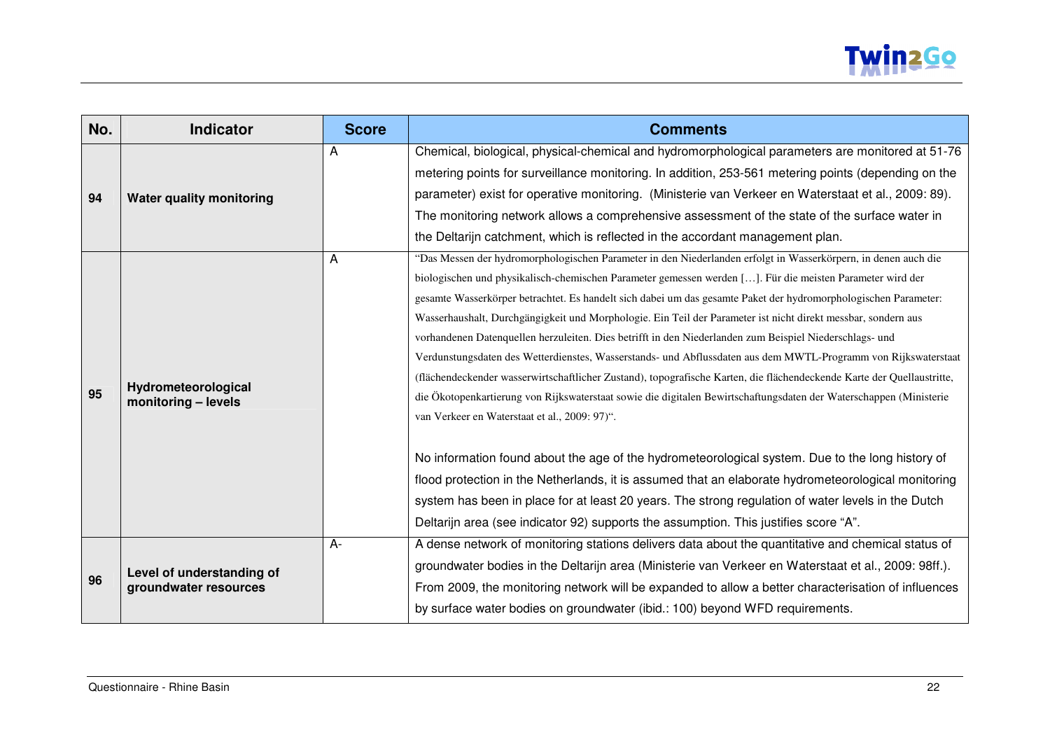| No. | Indicator | Score | Comments |
|---|---|---|---|
| 94 | **Water quality monitoring** | A | Chemical, biological, physical-chemical and hydromorphological parameters are monitored at 51-76 metering points for surveillance monitoring. In addition, 253-561 metering points (depending on the parameter) exist for operative monitoring. (Ministerie van Verkeer en Waterstaat et al., 2009: 89). The monitoring network allows a comprehensive assessment of the state of the surface water in the Deltarijn catchment, which is reflected in the accordant management plan. |
| 95 | **Hydrometeorological monitoring – levels** | A | "Das Messen der hydromorphologischen Parameter in den Niederlanden erfolgt in Wasserkörpern, in denen auch die biologischen und physikalisch-chemischen Parameter gemessen werden […]. Für die meisten Parameter wird der gesamte Wasserkörper betrachtet. Es handelt sich dabei um das gesamte Paket der hydromorphologischen Parameter: Wasserhaushalt, Durchgängigkeit und Morphologie. Ein Teil der Parameter ist nicht direkt messbar, sondern aus vorhandenen Datenquellen herzuleiten. Dies betrifft in den Niederlanden zum Beispiel Niederschlags- und Verdunstungsdaten des Wetterdienstes, Wasserstands- und Abflussdaten aus dem MWTL-Programm von Rijkswaterstaat (flächendeckender wasserwirtschaftlicher Zustand), topografische Karten, die flächendeckende Karte der Quellaustritte, die Ökotopenkartierung von Rijkswaterstaat sowie die digitalen Bewirtschaftungsdaten der Waterschappen (Ministerie van Verkeer en Waterstaat et al., 2009: 97)".<br><br>No information found about the age of the hydrometeorological system. Due to the long history of flood protection in the Netherlands, it is assumed that an elaborate hydrometeorological monitoring system has been in place for at least 20 years. The strong regulation of water levels in the Dutch Deltarijn area (see indicator 92) supports the assumption. This justifies score "A". |
| 96 | **Level of understanding of groundwater resources** | A- | A dense network of monitoring stations delivers data about the quantitative and chemical status of groundwater bodies in the Deltarijn area (Ministerie van Verkeer en Waterstaat et al., 2009: 98ff.). From 2009, the monitoring network will be expanded to allow a better characterisation of influences by surface water bodies on groundwater (ibid.: 100) beyond WFD requirements. |